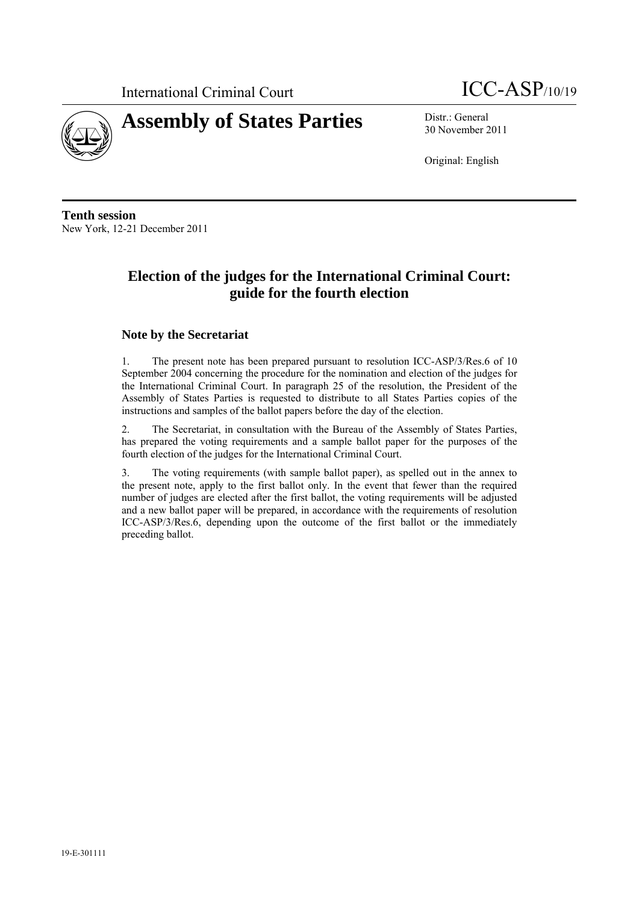International Criminal Court

ICC-ASP/10/19

# Assembly of States Parties

Distr.: General
30 November 2011

Original: English

**Tenth session**
New York, 12-21 December 2011

## Election of the judges for the International Criminal Court: guide for the fourth election

### Note by the Secretariat

1. The present note has been prepared pursuant to resolution ICC-ASP/3/Res.6 of 10 September 2004 concerning the procedure for the nomination and election of the judges for the International Criminal Court. In paragraph 25 of the resolution, the President of the Assembly of States Parties is requested to distribute to all States Parties copies of the instructions and samples of the ballot papers before the day of the election.

2. The Secretariat, in consultation with the Bureau of the Assembly of States Parties, has prepared the voting requirements and a sample ballot paper for the purposes of the fourth election of the judges for the International Criminal Court.

3. The voting requirements (with sample ballot paper), as spelled out in the annex to the present note, apply to the first ballot only. In the event that fewer than the required number of judges are elected after the first ballot, the voting requirements will be adjusted and a new ballot paper will be prepared, in accordance with the requirements of resolution ICC-ASP/3/Res.6, depending upon the outcome of the first ballot or the immediately preceding ballot.

19-E-301111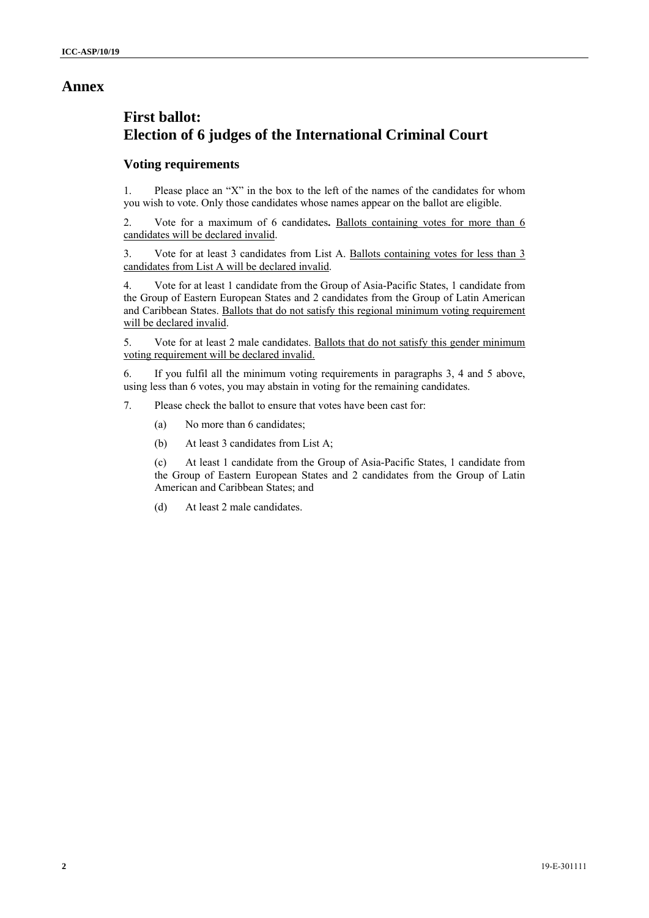# Annex

## First ballot:
## Election of 6 judges of the International Criminal Court

### Voting requirements

1. Please place an "X" in the box to the left of the names of the candidates for whom you wish to vote. Only those candidates whose names appear on the ballot are eligible.

2. Vote for a maximum of 6 candidates**.** <u>Ballots containing votes for more than 6 candidates will be declared invalid</u>.

3. Vote for at least 3 candidates from List A. <u>Ballots containing votes for less than 3 candidates from List A will be declared invalid</u>.

4. Vote for at least 1 candidate from the Group of Asia-Pacific States, 1 candidate from the Group of Eastern European States and 2 candidates from the Group of Latin American and Caribbean States. <u>Ballots that do not satisfy this regional minimum voting requirement will be declared invalid</u>.

5. Vote for at least 2 male candidates. <u>Ballots that do not satisfy this gender minimum voting requirement will be declared invalid.</u>

6. If you fulfil all the minimum voting requirements in paragraphs 3, 4 and 5 above, using less than 6 votes, you may abstain in voting for the remaining candidates.

7. Please check the ballot to ensure that votes have been cast for:

   (a) No more than 6 candidates;

   (b) At least 3 candidates from List A;

   (c) At least 1 candidate from the Group of Asia-Pacific States, 1 candidate from the Group of Eastern European States and 2 candidates from the Group of Latin American and Caribbean States; and

   (d) At least 2 male candidates.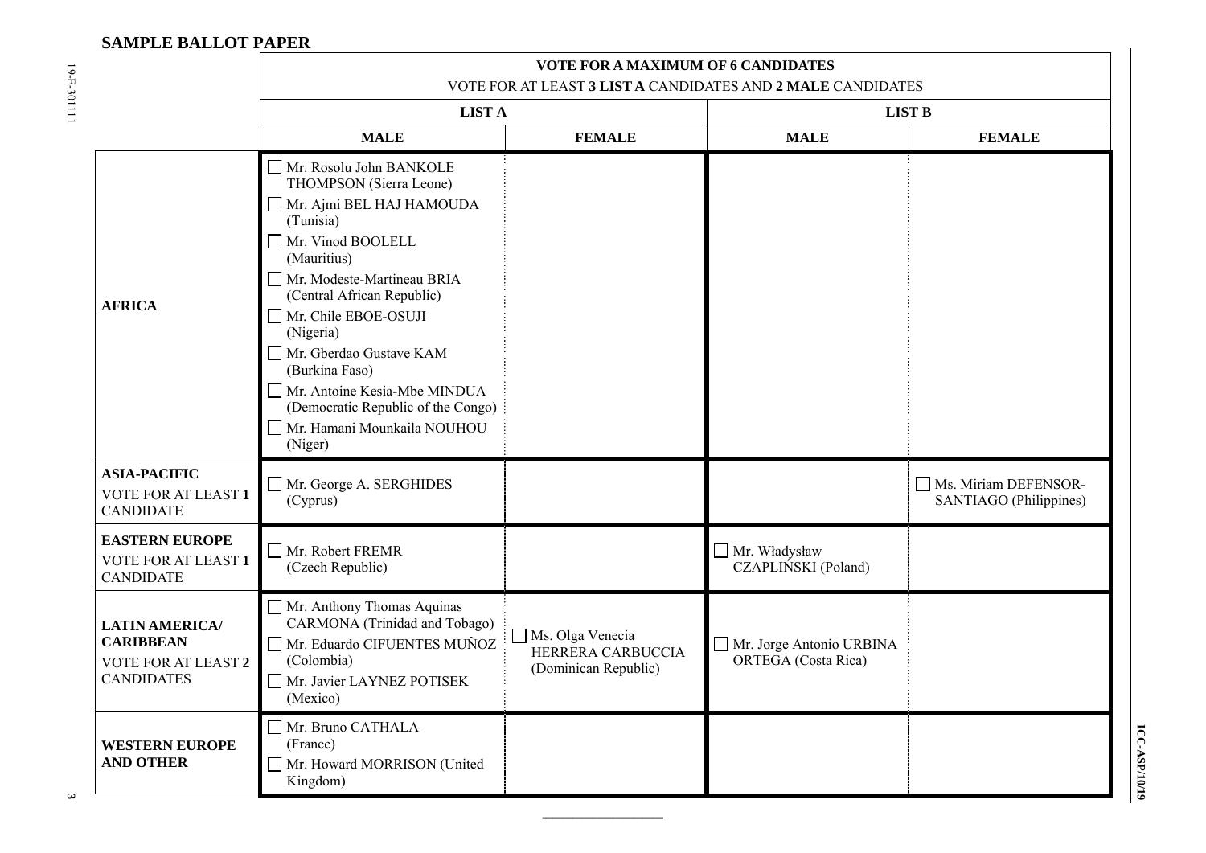## SAMPLE BALLOT PAPER

| | VOTE FOR A MAXIMUM OF 6 CANDIDATES<br>VOTE FOR AT LEAST **3 LIST A** CANDIDATES AND **2 MALE** CANDIDATES | | | |
|---|---|---|---|---|
| | **LIST A** | | **LIST B** | |
| | **MALE** | **FEMALE** | **MALE** | **FEMALE** |
| **AFRICA** | ☐ Mr. Rosolu John BANKOLE THOMPSON (Sierra Leone)<br>☐ Mr. Ajmi BEL HAJ HAMOUDA (Tunisia)<br>☐ Mr. Vinod BOOLELL (Mauritius)<br>☐ Mr. Modeste-Martineau BRIA (Central African Republic)<br>☐ Mr. Chile EBOE-OSUJI (Nigeria)<br>☐ Mr. Gberdao Gustave KAM (Burkina Faso)<br>☐ Mr. Antoine Kesia-Mbe MINDUA (Democratic Republic of the Congo)<br>☐ Mr. Hamani Mounkaila NOUHOU (Niger) | | | |
| **ASIA-PACIFIC**<br>VOTE FOR AT LEAST **1** CANDIDATE | ☐ Mr. George A. SERGHIDES (Cyprus) | | | ☐ Ms. Miriam DEFENSOR-SANTIAGO (Philippines) |
| **EASTERN EUROPE**<br>VOTE FOR AT LEAST **1** CANDIDATE | ☐ Mr. Robert FREMR (Czech Republic) | | ☐ Mr. Władysław CZAPLIŃSKI (Poland) | |
| **LATIN AMERICA/ CARIBBEAN**<br>VOTE FOR AT LEAST **2** CANDIDATES | ☐ Mr. Anthony Thomas Aquinas CARMONA (Trinidad and Tobago)<br>☐ Mr. Eduardo CIFUENTES MUÑOZ (Colombia)<br>☐ Mr. Javier LAYNEZ POTISEK (Mexico) | ☐ Ms. Olga Venecia HERRERA CARBUCCIA (Dominican Republic) | ☐ Mr. Jorge Antonio URBINA ORTEGA (Costa Rica) | |
| **WESTERN EUROPE AND OTHER** | ☐ Mr. Bruno CATHALA (France)<br>☐ Mr. Howard MORRISON (United Kingdom) | | | |